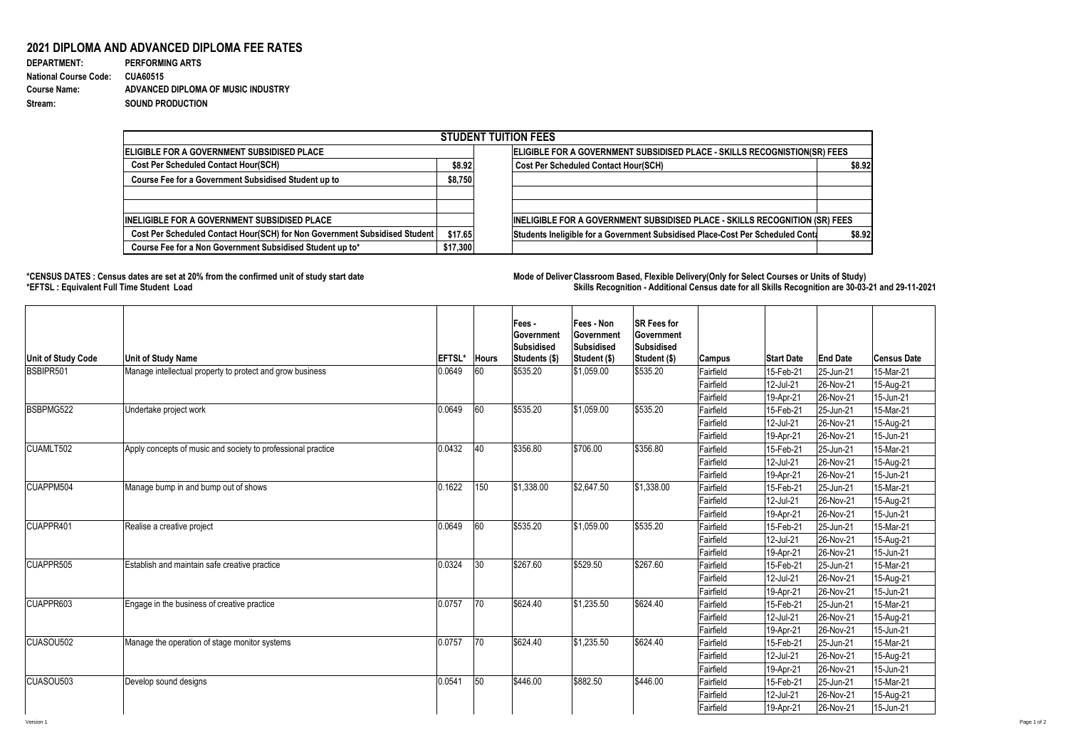## 2021 DIPLOMA AND ADVANCED DIPLOMA FEE RATES

**DEPARTMENT:** PERFORMING ARTS
**National Course Code:** CUA60515
**Course Name:** ADVANCED DIPLOMA OF MUSIC INDUSTRY
**Stream:** SOUND PRODUCTION

| STUDENT TUITION FEES | | | |
|---|---|---|---|
| **ELIGIBLE FOR A GOVERNMENT SUBSIDISED PLACE** | | **ELIGIBLE FOR A GOVERNMENT SUBSIDISED PLACE - SKILLS RECOGNITION(SR) FEES** | |
| Cost Per Scheduled Contact Hour(SCH) | $8.92 | Cost Per Scheduled Contact Hour(SCH) | $8.92 |
| Course Fee for a Government Subsidised Student up to | $8,750 | | |
| | | | |
| | | | |
| **INELIGIBLE FOR A GOVERNMENT SUBSIDISED PLACE** | | **INELIGIBLE FOR A GOVERNMENT SUBSIDISED PLACE - SKILLS RECOGNITION (SR) FEES** | |
| Cost Per Scheduled Contact Hour(SCH) for Non Government Subsidised Student | $17.65 | Students Ineligible for a Government Subsidised Place-Cost Per Scheduled Conta | $8.92 |
| Course Fee for a Non Government Subsidised Student up to* | $17,300 | | |

**\*CENSUS DATES : Census dates are set at 20% from the confirmed unit of study start date**
**\*EFTSL : Equivalent Full Time Student Load**

**Mode of Deliver Classroom Based, Flexible Delivery(Only for Select Courses or Units of Study)**
**Skills Recognition - Additional Census date for all Skills Recognition are 30-03-21 and 29-11-2021**

| Unit of Study Code | Unit of Study Name | EFTSL* | Hours | Fees - Government Subsidised Students ($) | Fees - Non Government Subsidised Student ($) | SR Fees for Government Subsidised Student ($) | Campus | Start Date | End Date | Census Date |
|---|---|---|---|---|---|---|---|---|---|---|
| BSBIPR501 | Manage intellectual property to protect and grow business | 0.0649 | 60 | $535.20 | $1,059.00 | $535.20 | Fairfield | 15-Feb-21 | 25-Jun-21 | 15-Mar-21 |
| | | | | | | | Fairfield | 12-Jul-21 | 26-Nov-21 | 15-Aug-21 |
| | | | | | | | Fairfield | 19-Apr-21 | 26-Nov-21 | 15-Jun-21 |
| BSBPMG522 | Undertake project work | 0.0649 | 60 | $535.20 | $1,059.00 | $535.20 | Fairfield | 15-Feb-21 | 25-Jun-21 | 15-Mar-21 |
| | | | | | | | Fairfield | 12-Jul-21 | 26-Nov-21 | 15-Aug-21 |
| | | | | | | | Fairfield | 19-Apr-21 | 26-Nov-21 | 15-Jun-21 |
| CUAMLT502 | Apply concepts of music and society to professional practice | 0.0432 | 40 | $356.80 | $706.00 | $356.80 | Fairfield | 15-Feb-21 | 25-Jun-21 | 15-Mar-21 |
| | | | | | | | Fairfield | 12-Jul-21 | 26-Nov-21 | 15-Aug-21 |
| | | | | | | | Fairfield | 19-Apr-21 | 26-Nov-21 | 15-Jun-21 |
| CUAPPM504 | Manage bump in and bump out of shows | 0.1622 | 150 | $1,338.00 | $2,647.50 | $1,338.00 | Fairfield | 15-Feb-21 | 25-Jun-21 | 15-Mar-21 |
| | | | | | | | Fairfield | 12-Jul-21 | 26-Nov-21 | 15-Aug-21 |
| | | | | | | | Fairfield | 19-Apr-21 | 26-Nov-21 | 15-Jun-21 |
| CUAPPR401 | Realise a creative project | 0.0649 | 60 | $535.20 | $1,059.00 | $535.20 | Fairfield | 15-Feb-21 | 25-Jun-21 | 15-Mar-21 |
| | | | | | | | Fairfield | 12-Jul-21 | 26-Nov-21 | 15-Aug-21 |
| | | | | | | | Fairfield | 19-Apr-21 | 26-Nov-21 | 15-Jun-21 |
| CUAPPR505 | Establish and maintain safe creative practice | 0.0324 | 30 | $267.60 | $529.50 | $267.60 | Fairfield | 15-Feb-21 | 25-Jun-21 | 15-Mar-21 |
| | | | | | | | Fairfield | 12-Jul-21 | 26-Nov-21 | 15-Aug-21 |
| | | | | | | | Fairfield | 19-Apr-21 | 26-Nov-21 | 15-Jun-21 |
| CUAPPR603 | Engage in the business of creative practice | 0.0757 | 70 | $624.40 | $1,235.50 | $624.40 | Fairfield | 15-Feb-21 | 25-Jun-21 | 15-Mar-21 |
| | | | | | | | Fairfield | 12-Jul-21 | 26-Nov-21 | 15-Aug-21 |
| | | | | | | | Fairfield | 19-Apr-21 | 26-Nov-21 | 15-Jun-21 |
| CUASOU502 | Manage the operation of stage monitor systems | 0.0757 | 70 | $624.40 | $1,235.50 | $624.40 | Fairfield | 15-Feb-21 | 25-Jun-21 | 15-Mar-21 |
| | | | | | | | Fairfield | 12-Jul-21 | 26-Nov-21 | 15-Aug-21 |
| | | | | | | | Fairfield | 19-Apr-21 | 26-Nov-21 | 15-Jun-21 |
| CUASOU503 | Develop sound designs | 0.0541 | 50 | $446.00 | $882.50 | $446.00 | Fairfield | 15-Feb-21 | 25-Jun-21 | 15-Mar-21 |
| | | | | | | | Fairfield | 12-Jul-21 | 26-Nov-21 | 15-Aug-21 |
| | | | | | | | Fairfield | 19-Apr-21 | 26-Nov-21 | 15-Jun-21 |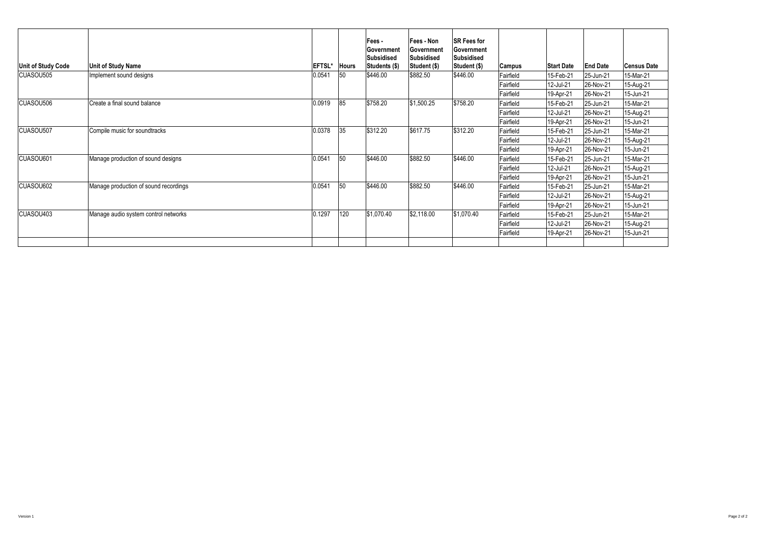| Unit of Study Code | Unit of Study Name | EFTSL* | Hours | Fees - Government Subsidised Students ($) | Fees - Non Government Subsidised Student ($) | SR Fees for Government Subsidised Student ($) | Campus | Start Date | End Date | Census Date |
|---|---|---|---|---|---|---|---|---|---|---|
| CUASOU505 | Implement sound designs | 0.0541 | 50 | $446.00 | $882.50 | $446.00 | Fairfield | 15-Feb-21 | 25-Jun-21 | 15-Mar-21 |
| | | | | | | | Fairfield | 12-Jul-21 | 26-Nov-21 | 15-Aug-21 |
| | | | | | | | Fairfield | 19-Apr-21 | 26-Nov-21 | 15-Jun-21 |
| CUASOU506 | Create a final sound balance | 0.0919 | 85 | $758.20 | $1,500.25 | $758.20 | Fairfield | 15-Feb-21 | 25-Jun-21 | 15-Mar-21 |
| | | | | | | | Fairfield | 12-Jul-21 | 26-Nov-21 | 15-Aug-21 |
| | | | | | | | Fairfield | 19-Apr-21 | 26-Nov-21 | 15-Jun-21 |
| CUASOU507 | Compile music for soundtracks | 0.0378 | 35 | $312.20 | $617.75 | $312.20 | Fairfield | 15-Feb-21 | 25-Jun-21 | 15-Mar-21 |
| | | | | | | | Fairfield | 12-Jul-21 | 26-Nov-21 | 15-Aug-21 |
| | | | | | | | Fairfield | 19-Apr-21 | 26-Nov-21 | 15-Jun-21 |
| CUASOU601 | Manage production of sound designs | 0.0541 | 50 | $446.00 | $882.50 | $446.00 | Fairfield | 15-Feb-21 | 25-Jun-21 | 15-Mar-21 |
| | | | | | | | Fairfield | 12-Jul-21 | 26-Nov-21 | 15-Aug-21 |
| | | | | | | | Fairfield | 19-Apr-21 | 26-Nov-21 | 15-Jun-21 |
| CUASOU602 | Manage production of sound recordings | 0.0541 | 50 | $446.00 | $882.50 | $446.00 | Fairfield | 15-Feb-21 | 25-Jun-21 | 15-Mar-21 |
| | | | | | | | Fairfield | 12-Jul-21 | 26-Nov-21 | 15-Aug-21 |
| | | | | | | | Fairfield | 19-Apr-21 | 26-Nov-21 | 15-Jun-21 |
| CUASOU403 | Manage audio system control networks | 0.1297 | 120 | $1,070.40 | $2,118.00 | $1,070.40 | Fairfield | 15-Feb-21 | 25-Jun-21 | 15-Mar-21 |
| | | | | | | | Fairfield | 12-Jul-21 | 26-Nov-21 | 15-Aug-21 |
| | | | | | | | Fairfield | 19-Apr-21 | 26-Nov-21 | 15-Jun-21 |
| | | | | | | | | | | |

Version 1